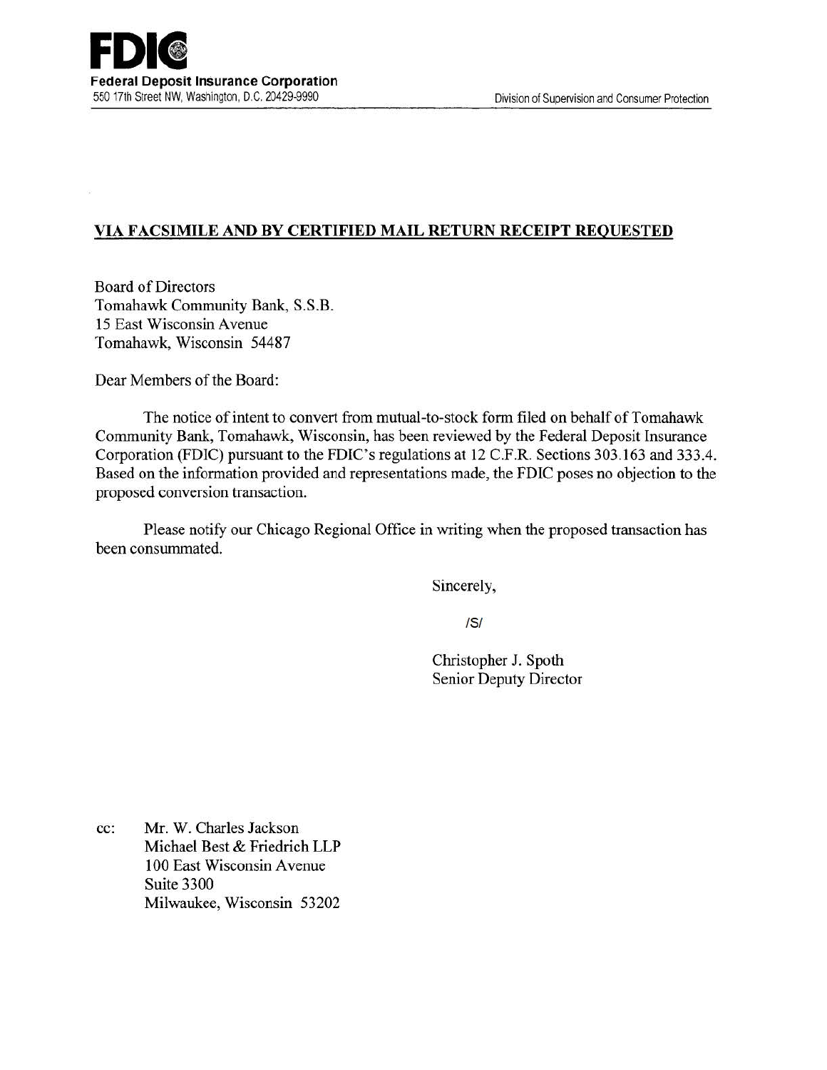**FDIC**
**Federal Deposit Insurance Corporation**
550 17th Street NW, Washington, D.C. 20429-9990

Division of Supervision and Consumer Protection

**VIA FACSIMILE AND BY CERTIFIED MAIL RETURN RECEIPT REQUESTED**

Board of Directors
Tomahawk Community Bank, S.S.B.
15 East Wisconsin Avenue
Tomahawk, Wisconsin 54487

Dear Members of the Board:

The notice of intent to convert from mutual-to-stock form filed on behalf of Tomahawk Community Bank, Tomahawk, Wisconsin, has been reviewed by the Federal Deposit Insurance Corporation (FDIC) pursuant to the FDIC's regulations at 12 C.F.R. Sections 303.163 and 333.4. Based on the information provided and representations made, the FDIC poses no objection to the proposed conversion transaction.

Please notify our Chicago Regional Office in writing when the proposed transaction has been consummated.

Sincerely,

/S/

Christopher J. Spoth
Senior Deputy Director

cc: Mr. W. Charles Jackson
Michael Best & Friedrich LLP
100 East Wisconsin Avenue
Suite 3300
Milwaukee, Wisconsin 53202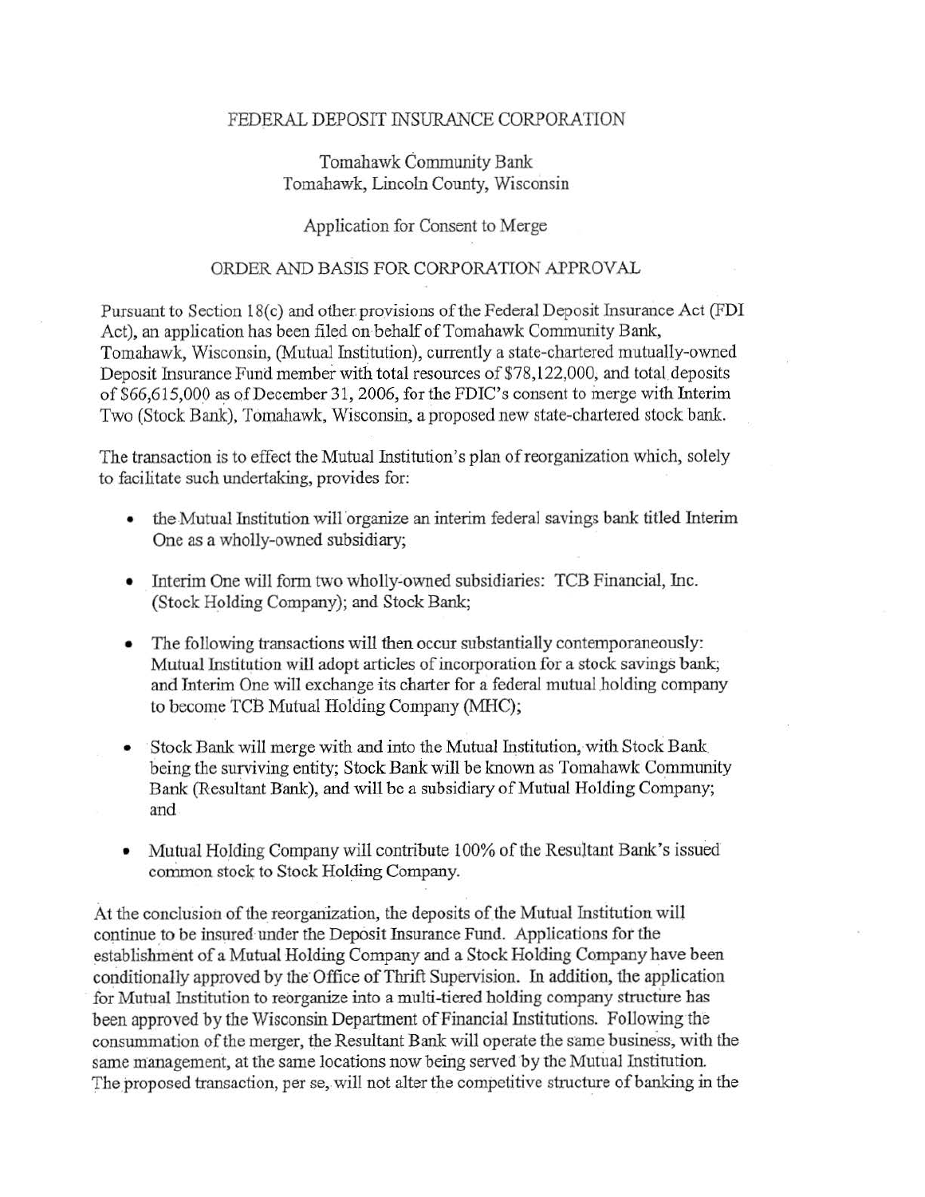FEDERAL DEPOSIT INSURANCE CORPORATION

Tomahawk Community Bank
Tomahawk, Lincoln County, Wisconsin

Application for Consent to Merge

ORDER AND BASIS FOR CORPORATION APPROVAL

Pursuant to Section 18(c) and other provisions of the Federal Deposit Insurance Act (FDI Act), an application has been filed on behalf of Tomahawk Community Bank, Tomahawk, Wisconsin, (Mutual Institution), currently a state-chartered mutually-owned Deposit Insurance Fund member with total resources of $78,122,000, and total deposits of $66,615,000 as of December 31, 2006, for the FDIC's consent to merge with Interim Two (Stock Bank), Tomahawk, Wisconsin, a proposed new state-chartered stock bank.

The transaction is to effect the Mutual Institution's plan of reorganization which, solely to facilitate such undertaking, provides for:

- the Mutual Institution will organize an interim federal savings bank titled Interim One as a wholly-owned subsidiary;
- Interim One will form two wholly-owned subsidiaries: TCB Financial, Inc. (Stock Holding Company); and Stock Bank;
- The following transactions will then occur substantially contemporaneously: Mutual Institution will adopt articles of incorporation for a stock savings bank; and Interim One will exchange its charter for a federal mutual holding company to become TCB Mutual Holding Company (MHC);
- Stock Bank will merge with and into the Mutual Institution, with Stock Bank being the surviving entity; Stock Bank will be known as Tomahawk Community Bank (Resultant Bank), and will be a subsidiary of Mutual Holding Company; and
- Mutual Holding Company will contribute 100% of the Resultant Bank's issued common stock to Stock Holding Company.

At the conclusion of the reorganization, the deposits of the Mutual Institution will continue to be insured under the Deposit Insurance Fund. Applications for the establishment of a Mutual Holding Company and a Stock Holding Company have been conditionally approved by the Office of Thrift Supervision. In addition, the application for Mutual Institution to reorganize into a multi-tiered holding company structure has been approved by the Wisconsin Department of Financial Institutions. Following the consummation of the merger, the Resultant Bank will operate the same business, with the same management, at the same locations now being served by the Mutual Institution. The proposed transaction, per se, will not alter the competitive structure of banking in the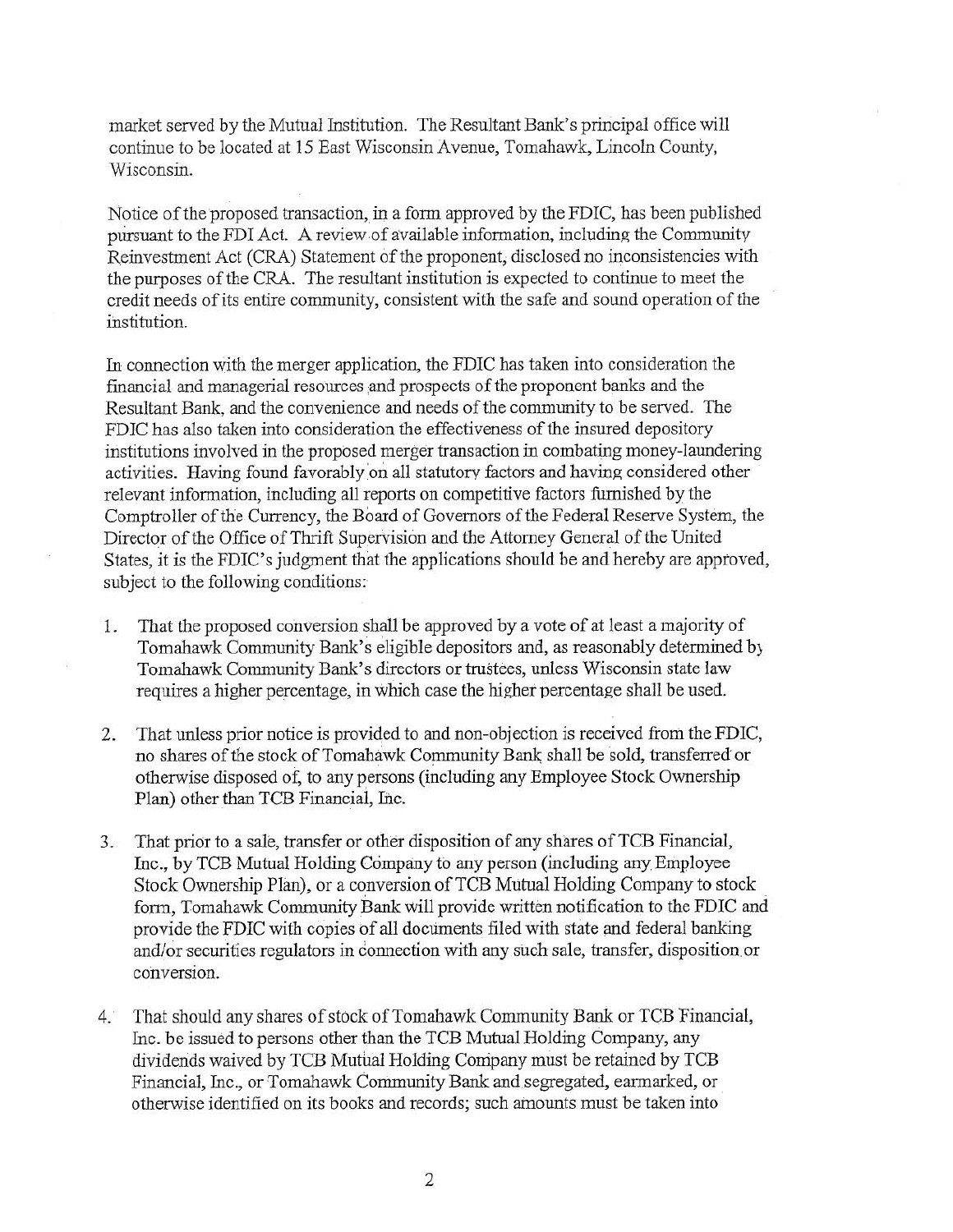market served by the Mutual Institution. The Resultant Bank's principal office will continue to be located at 15 East Wisconsin Avenue, Tomahawk, Lincoln County, Wisconsin.

Notice of the proposed transaction, in a form approved by the FDIC, has been published pursuant to the FDI Act. A review of available information, including the Community Reinvestment Act (CRA) Statement of the proponent, disclosed no inconsistencies with the purposes of the CRA. The resultant institution is expected to continue to meet the credit needs of its entire community, consistent with the safe and sound operation of the institution.

In connection with the merger application, the FDIC has taken into consideration the financial and managerial resources and prospects of the proponent banks and the Resultant Bank, and the convenience and needs of the community to be served. The FDIC has also taken into consideration the effectiveness of the insured depository institutions involved in the proposed merger transaction in combating money-laundering activities. Having found favorably on all statutory factors and having considered other relevant information, including all reports on competitive factors furnished by the Comptroller of the Currency, the Board of Governors of the Federal Reserve System, the Director of the Office of Thrift Supervision and the Attorney General of the United States, it is the FDIC's judgment that the applications should be and hereby are approved, subject to the following conditions:

1. That the proposed conversion shall be approved by a vote of at least a majority of Tomahawk Community Bank's eligible depositors and, as reasonably determined by Tomahawk Community Bank's directors or trustees, unless Wisconsin state law requires a higher percentage, in which case the higher percentage shall be used.

2. That unless prior notice is provided to and non-objection is received from the FDIC, no shares of the stock of Tomahawk Community Bank shall be sold, transferred or otherwise disposed of, to any persons (including any Employee Stock Ownership Plan) other than TCB Financial, Inc.

3. That prior to a sale, transfer or other disposition of any shares of TCB Financial, Inc., by TCB Mutual Holding Company to any person (including any Employee Stock Ownership Plan), or a conversion of TCB Mutual Holding Company to stock form, Tomahawk Community Bank will provide written notification to the FDIC and provide the FDIC with copies of all documents filed with state and federal banking and/or securities regulators in connection with any such sale, transfer, disposition or conversion.

4. That should any shares of stock of Tomahawk Community Bank or TCB Financial, Inc. be issued to persons other than the TCB Mutual Holding Company, any dividends waived by TCB Mutual Holding Company must be retained by TCB Financial, Inc., or Tomahawk Community Bank and segregated, earmarked, or otherwise identified on its books and records; such amounts must be taken into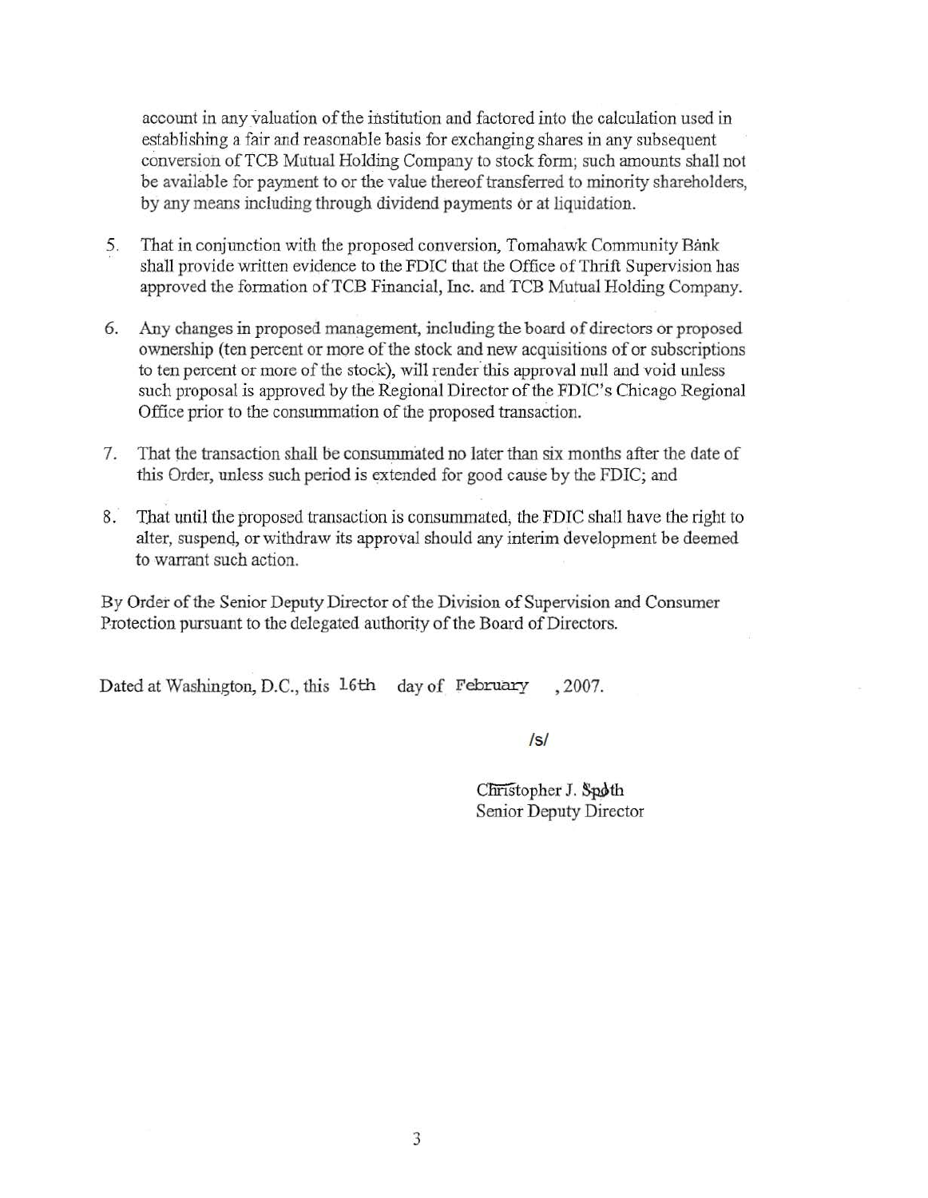account in any valuation of the institution and factored into the calculation used in establishing a fair and reasonable basis for exchanging shares in any subsequent conversion of TCB Mutual Holding Company to stock form; such amounts shall not be available for payment to or the value thereof transferred to minority shareholders, by any means including through dividend payments or at liquidation.

5. That in conjunction with the proposed conversion, Tomahawk Community Bank shall provide written evidence to the FDIC that the Office of Thrift Supervision has approved the formation of TCB Financial, Inc. and TCB Mutual Holding Company.

6. Any changes in proposed management, including the board of directors or proposed ownership (ten percent or more of the stock and new acquisitions of or subscriptions to ten percent or more of the stock), will render this approval null and void unless such proposal is approved by the Regional Director of the FDIC's Chicago Regional Office prior to the consummation of the proposed transaction.

7. That the transaction shall be consummated no later than six months after the date of this Order, unless such period is extended for good cause by the FDIC; and

8. That until the proposed transaction is consummated, the FDIC shall have the right to alter, suspend, or withdraw its approval should any interim development be deemed to warrant such action.

By Order of the Senior Deputy Director of the Division of Supervision and Consumer Protection pursuant to the delegated authority of the Board of Directors.

Dated at Washington, D.C., this 16th day of February, 2007.

/s/

Christopher J. Spoth
Senior Deputy Director